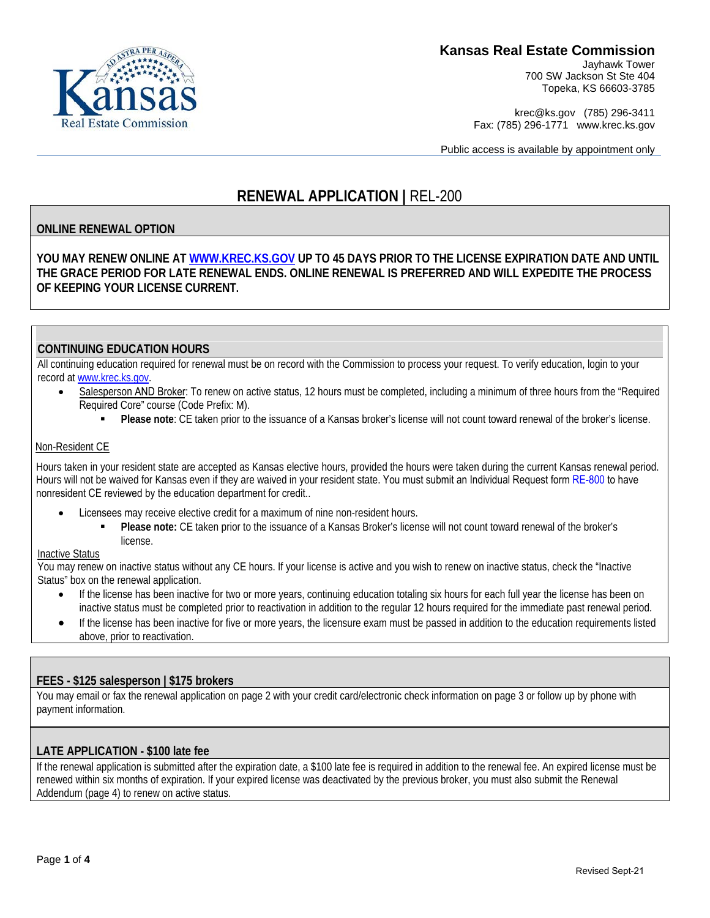**Kansas Real Estate Commission**
Jayhawk Tower
700 SW Jackson St Ste 404
Topeka, KS 66603-3785

krec@ks.gov (785) 296-3411
Fax: (785) 296-1771 www.krec.ks.gov

Public access is available by appointment only

# RENEWAL APPLICATION | REL-200

## ONLINE RENEWAL OPTION

**YOU MAY RENEW ONLINE AT WWW.KREC.KS.GOV UP TO 45 DAYS PRIOR TO THE LICENSE EXPIRATION DATE AND UNTIL THE GRACE PERIOD FOR LATE RENEWAL ENDS. ONLINE RENEWAL IS PREFERRED AND WILL EXPEDITE THE PROCESS OF KEEPING YOUR LICENSE CURRENT.**

## CONTINUING EDUCATION HOURS

All continuing education required for renewal must be on record with the Commission to process your request. To verify education, login to your record at www.krec.ks.gov.

- Salesperson AND Broker: To renew on active status, 12 hours must be completed, including a minimum of three hours from the "Required Required Core" course (Code Prefix: M).
  - **Please note**: CE taken prior to the issuance of a Kansas broker's license will not count toward renewal of the broker's license.

Non-Resident CE

Hours taken in your resident state are accepted as Kansas elective hours, provided the hours were taken during the current Kansas renewal period. Hours will not be waived for Kansas even if they are waived in your resident state. You must submit an Individual Request form RE-800 to have nonresident CE reviewed by the education department for credit..

- Licensees may receive elective credit for a maximum of nine non-resident hours.
  - **Please note:** CE taken prior to the issuance of a Kansas Broker's license will not count toward renewal of the broker's license.

Inactive Status

You may renew on inactive status without any CE hours. If your license is active and you wish to renew on inactive status, check the "Inactive Status" box on the renewal application.

- If the license has been inactive for two or more years, continuing education totaling six hours for each full year the license has been on inactive status must be completed prior to reactivation in addition to the regular 12 hours required for the immediate past renewal period.
- If the license has been inactive for five or more years, the licensure exam must be passed in addition to the education requirements listed above, prior to reactivation.

## FEES - $125 salesperson | $175 brokers

You may email or fax the renewal application on page 2 with your credit card/electronic check information on page 3 or follow up by phone with payment information.

## LATE APPLICATION - $100 late fee

If the renewal application is submitted after the expiration date, a $100 late fee is required in addition to the renewal fee. An expired license must be renewed within six months of expiration. If your expired license was deactivated by the previous broker, you must also submit the Renewal Addendum (page 4) to renew on active status.

Revised Sept-21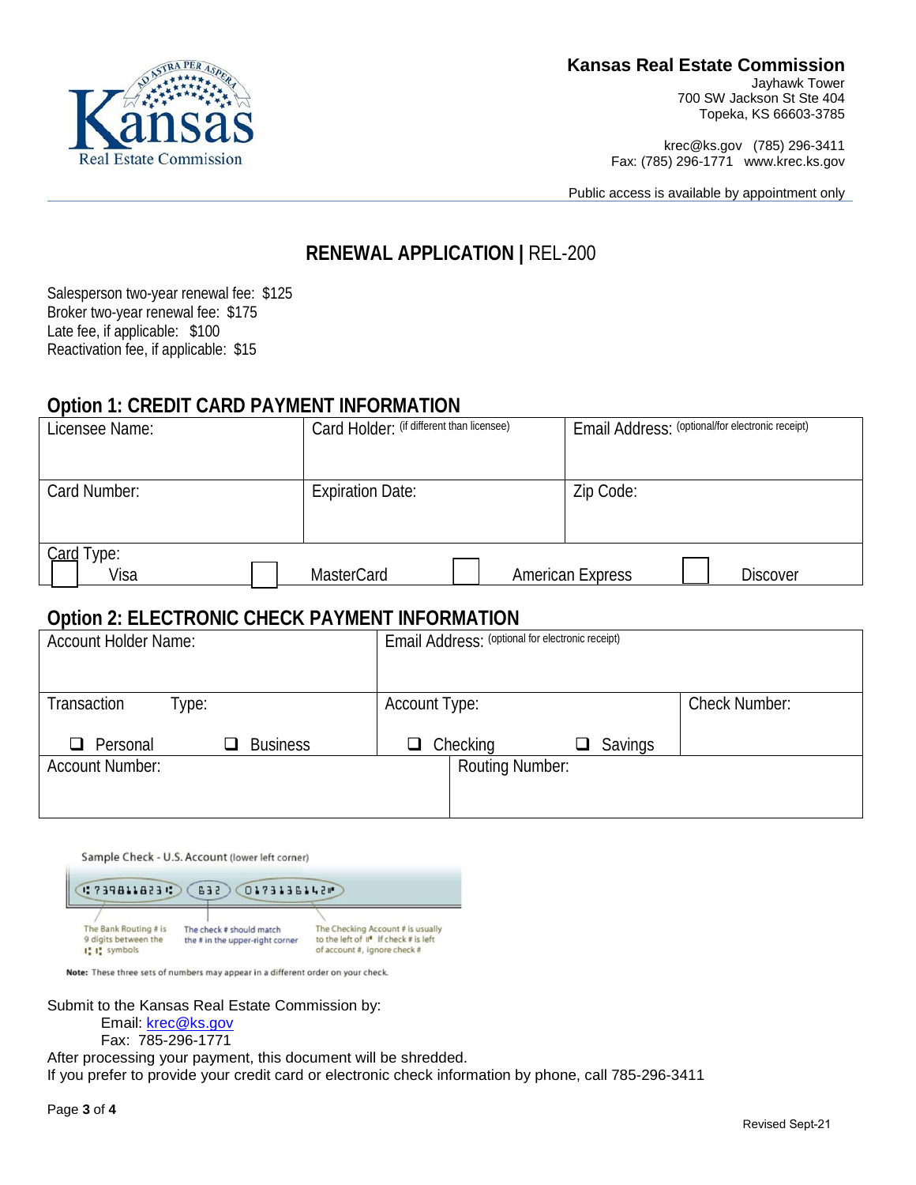**Kansas Real Estate Commission**
Jayhawk Tower
700 SW Jackson St Ste 404
Topeka, KS 66603-3785

krec@ks.gov (785) 296-3411
Fax: (785) 296-1771 www.krec.ks.gov

Public access is available by appointment only

# RENEWAL APPLICATION | REL-200

Salesperson two-year renewal fee: $125
Broker two-year renewal fee: $175
Late fee, if applicable: $100
Reactivation fee, if applicable: $15

## Option 1: CREDIT CARD PAYMENT INFORMATION

| Licensee Name: | Card Holder: (if different than licensee) | Email Address: (optional/for electronic receipt) |
|---|---|---|
| Card Number: | Expiration Date: | Zip Code: |
| Card Type: ☐ Visa | ☐ MasterCard ☐ American Express | ☐ Discover |

## Option 2: ELECTRONIC CHECK PAYMENT INFORMATION

| Account Holder Name: | Email Address: (optional for electronic receipt) | |
|---|---|---|
| Transaction Type: ☐ Personal ☐ Business | Account Type: ☐ Checking ☐ Savings | Check Number: |
| Account Number: | Routing Number: | |

Sample Check - U.S. Account (lower left corner)

⑆739811823⑆ 632 0173136142⑈

The Bank Routing # is 9 digits between the ⑆ ⑆ symbols | The check # should match the # in the upper-right corner | The Checking Account # is usually to the left of ⑈. If check # is left of account #, ignore check #

**Note:** These three sets of numbers may appear in a different order on your check.

Submit to the Kansas Real Estate Commission by:
  Email: krec@ks.gov
  Fax: 785-296-1771

After processing your payment, this document will be shredded.
If you prefer to provide your credit card or electronic check information by phone, call 785-296-3411

Revised Sept-21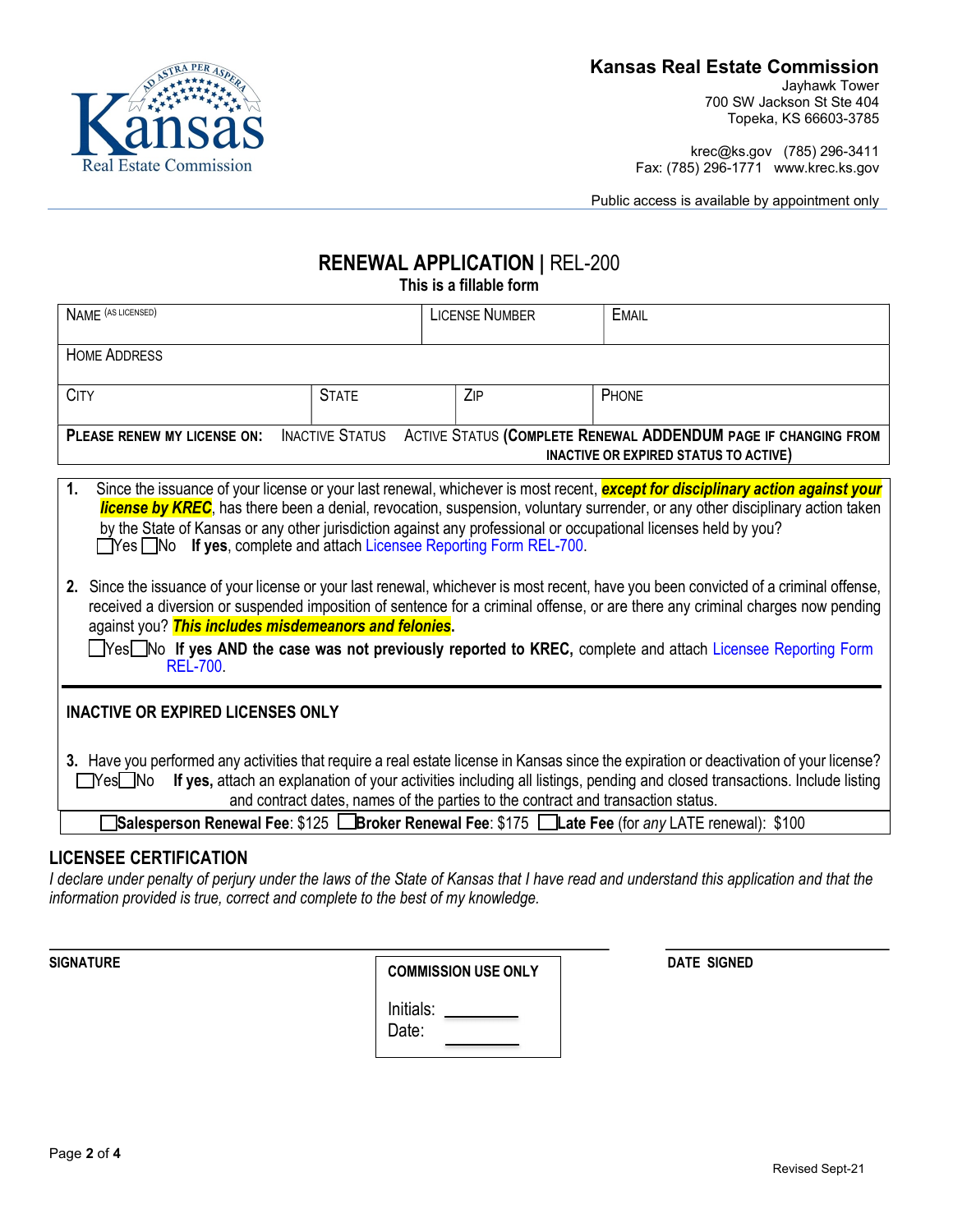Kansas Real Estate Commission

Real Estate Commission

**Kansas Real Estate Commission**
Jayhawk Tower
700 SW Jackson St Ste 404
Topeka, KS 66603-3785

krec@ks.gov (785) 296-3411
Fax: (785) 296-1771 www.krec.ks.gov

Public access is available by appointment only

# RENEWAL APPLICATION | REL-200

**This is a fillable form**

| | | | |
|---|---|---|---|
| NAME (AS LICENSED) | | LICENSE NUMBER | EMAIL |
| HOME ADDRESS | | | |
| CITY | STATE | ZIP | PHONE |

**PLEASE RENEW MY LICENSE ON:** INACTIVE STATUS ACTIVE STATUS (**COMPLETE RENEWAL ADDENDUM PAGE IF CHANGING FROM INACTIVE OR EXPIRED STATUS TO ACTIVE**)

**1.** Since the issuance of your license or your last renewal, whichever is most recent, ***except for disciplinary action against your license by KREC***, has there been a denial, revocation, suspension, voluntary surrender, or any other disciplinary action taken by the State of Kansas or any other jurisdiction against any professional or occupational licenses held by you?
☐Yes ☐No **If yes**, complete and attach Licensee Reporting Form REL-700.

**2.** Since the issuance of your license or your last renewal, whichever is most recent, have you been convicted of a criminal offense, received a diversion or suspended imposition of sentence for a criminal offense, or are there any criminal charges now pending against you? ***This includes misdemeanors and felonies***.
☐Yes ☐No **If yes AND the case was not previously reported to KREC,** complete and attach Licensee Reporting Form REL-700.

**INACTIVE OR EXPIRED LICENSES ONLY**

**3.** Have you performed any activities that require a real estate license in Kansas since the expiration or deactivation of your license?
☐Yes ☐No **If yes,** attach an explanation of your activities including all listings, pending and closed transactions. Include listing and contract dates, names of the parties to the contract and transaction status.

☐**Salesperson Renewal Fee**: $125 ☐**Broker Renewal Fee**: $175 ☐**Late Fee** (for *any* LATE renewal): $100

## LICENSEE CERTIFICATION

*I declare under penalty of perjury under the laws of the State of Kansas that I have read and understand this application and that the information provided is true, correct and complete to the best of my knowledge.*

**SIGNATURE** **DATE SIGNED**

**COMMISSION USE ONLY**
Initials: ________
Date: ________

Revised Sept-21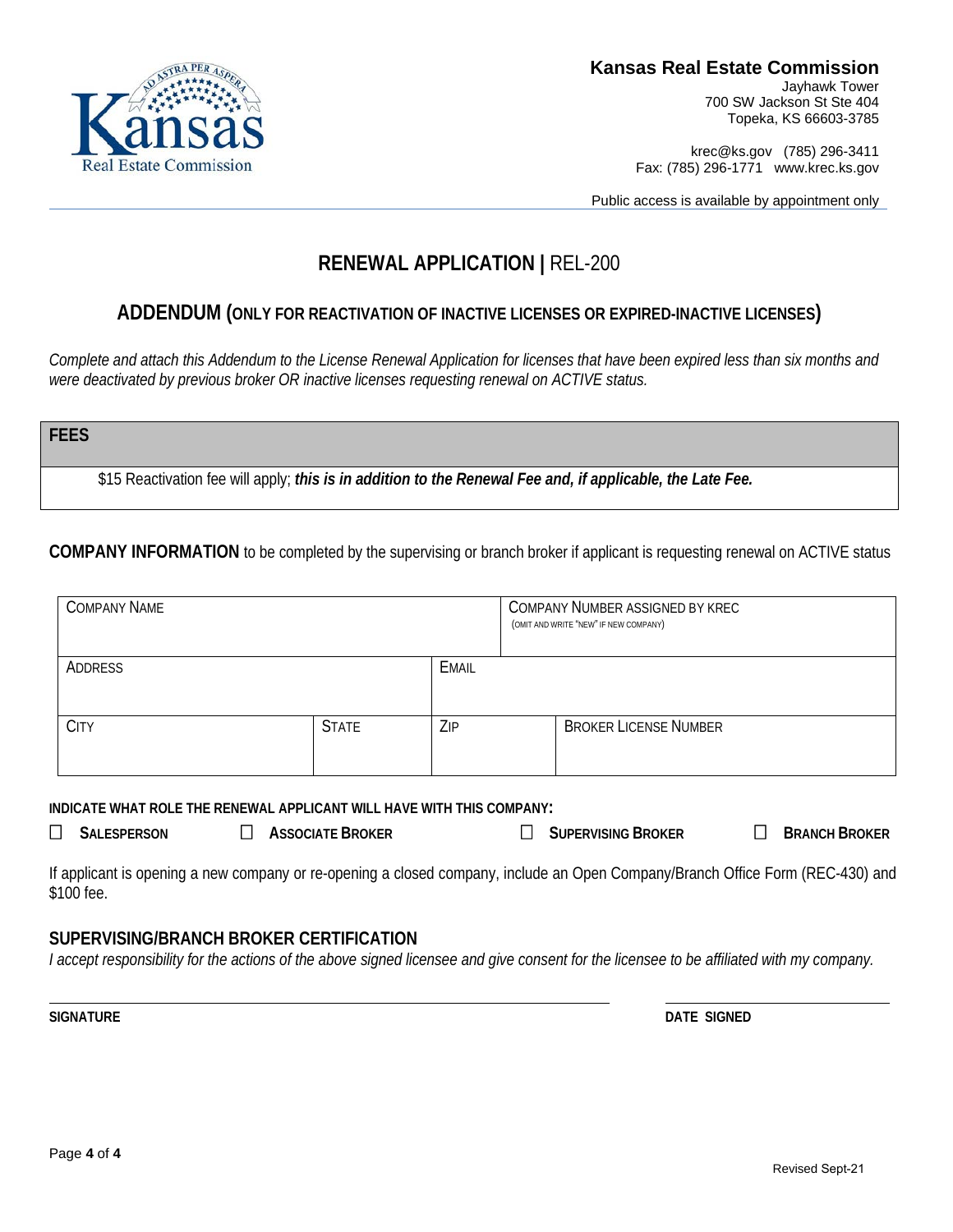**Kansas Real Estate Commission**
Jayhawk Tower
700 SW Jackson St Ste 404
Topeka, KS 66603-3785

krec@ks.gov (785) 296-3411
Fax: (785) 296-1771 www.krec.ks.gov

Public access is available by appointment only

# RENEWAL APPLICATION | REL-200

## ADDENDUM (ONLY FOR REACTIVATION OF INACTIVE LICENSES OR EXPIRED-INACTIVE LICENSES)

*Complete and attach this Addendum to the License Renewal Application for licenses that have been expired less than six months and were deactivated by previous broker OR inactive licenses requesting renewal on ACTIVE status.*

| FEES |
|---|
| $15 Reactivation fee will apply; ***this is in addition to the Renewal Fee and, if applicable, the Late Fee.*** |

**COMPANY INFORMATION** to be completed by the supervising or branch broker if applicant is requesting renewal on ACTIVE status

| | | | |
|---|---|---|---|
| COMPANY NAME | | COMPANY NUMBER ASSIGNED BY KREC (OMIT AND WRITE "NEW" IF NEW COMPANY) | |
| ADDRESS | | EMAIL | |
| CITY | STATE | ZIP | BROKER LICENSE NUMBER |

**INDICATE WHAT ROLE THE RENEWAL APPLICANT WILL HAVE WITH THIS COMPANY:**

☐ **SALESPERSON** ☐ **ASSOCIATE BROKER** ☐ **SUPERVISING BROKER** ☐ **BRANCH BROKER**

If applicant is opening a new company or re-opening a closed company, include an Open Company/Branch Office Form (REC-430) and $100 fee.

### SUPERVISING/BRANCH BROKER CERTIFICATION

*I accept responsibility for the actions of the above signed licensee and give consent for the licensee to be affiliated with my company.*

**SIGNATURE** ______________________________ **DATE SIGNED** ______________

Revised Sept-21